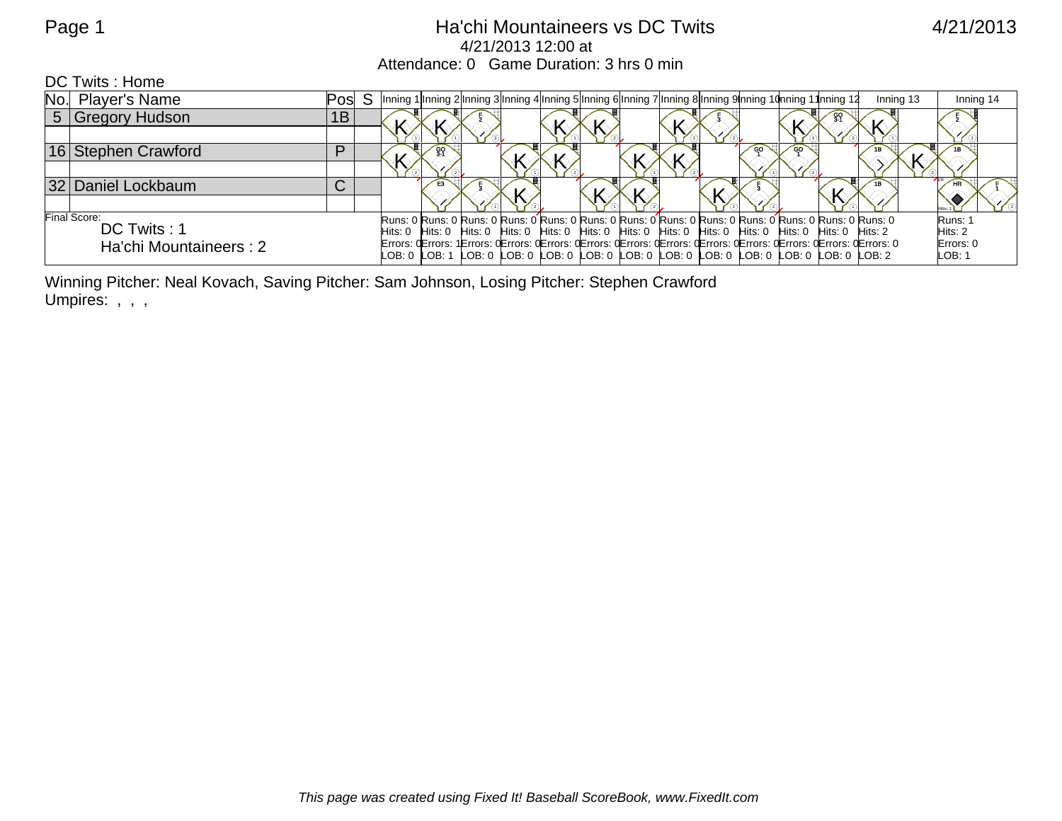Ha'chi Mountaineers vs DC Twits

4/21/2013

4/21/2013 12:00 at

Attendance: 0 Game Duration: 3 hrs 0 min

DC Twits : Home

| No. | Player's Name | Pos | S | Inning 1 | Inning 2 | Inning 3 | Inning 4 | Inning 5 | Inning 6 | Inning 7 | Inning 8 | Inning 9 | Inning 10 | Inning 11 | Inning 12 | Inning 13 | | Inning 14 | |
|---|---|---|---|---|---|---|---|---|---|---|---|---|---|---|---|---|---|---|---|
| 5 | Gregory Hudson | 1B | | K | K | F 2 | | K | K | | K | F 3 | | K | GO 3-1 | K | | F 2 | |
| 16 | Stephen Crawford | P | | K | GO 3-1 | | K | K | | K | K | | GO 1 | GO 1 | | 1B | K | 1B | |
| 32 | Daniel Lockbaum | C | | | E3 | F 3 | K | | K | K | | K | F 3 | | K | 1B | | HR (RBIs: 1) | F 1 |
| Final Score: DC Twits : 1, Ha'chi Mountaineers : 2 | | | | Runs: 0 Hits: 0 Errors: 0 LOB: 0 | Runs: 0 Hits: 0 Errors: 1 LOB: 1 | Runs: 0 Hits: 0 Errors: 0 LOB: 0 | Runs: 0 Hits: 0 Errors: 0 LOB: 0 | Runs: 0 Hits: 0 Errors: 0 LOB: 0 | Runs: 0 Hits: 0 Errors: 0 LOB: 0 | Runs: 0 Hits: 0 Errors: 0 LOB: 0 | Runs: 0 Hits: 0 Errors: 0 LOB: 0 | Runs: 0 Hits: 0 Errors: 0 LOB: 0 | Runs: 0 Hits: 0 Errors: 0 LOB: 0 | Runs: 0 Hits: 0 Errors: 0 LOB: 0 | Runs: 0 Hits: 0 Errors: 0 LOB: 0 | Runs: 0 Hits: 2 Errors: 0 LOB: 2 | | Runs: 1 Hits: 2 Errors: 0 LOB: 1 | |

Winning Pitcher: Neal Kovach, Saving Pitcher: Sam Johnson, Losing Pitcher: Stephen Crawford

Umpires: , , ,

*This page was created using Fixed It! Baseball ScoreBook, www.FixedIt.com*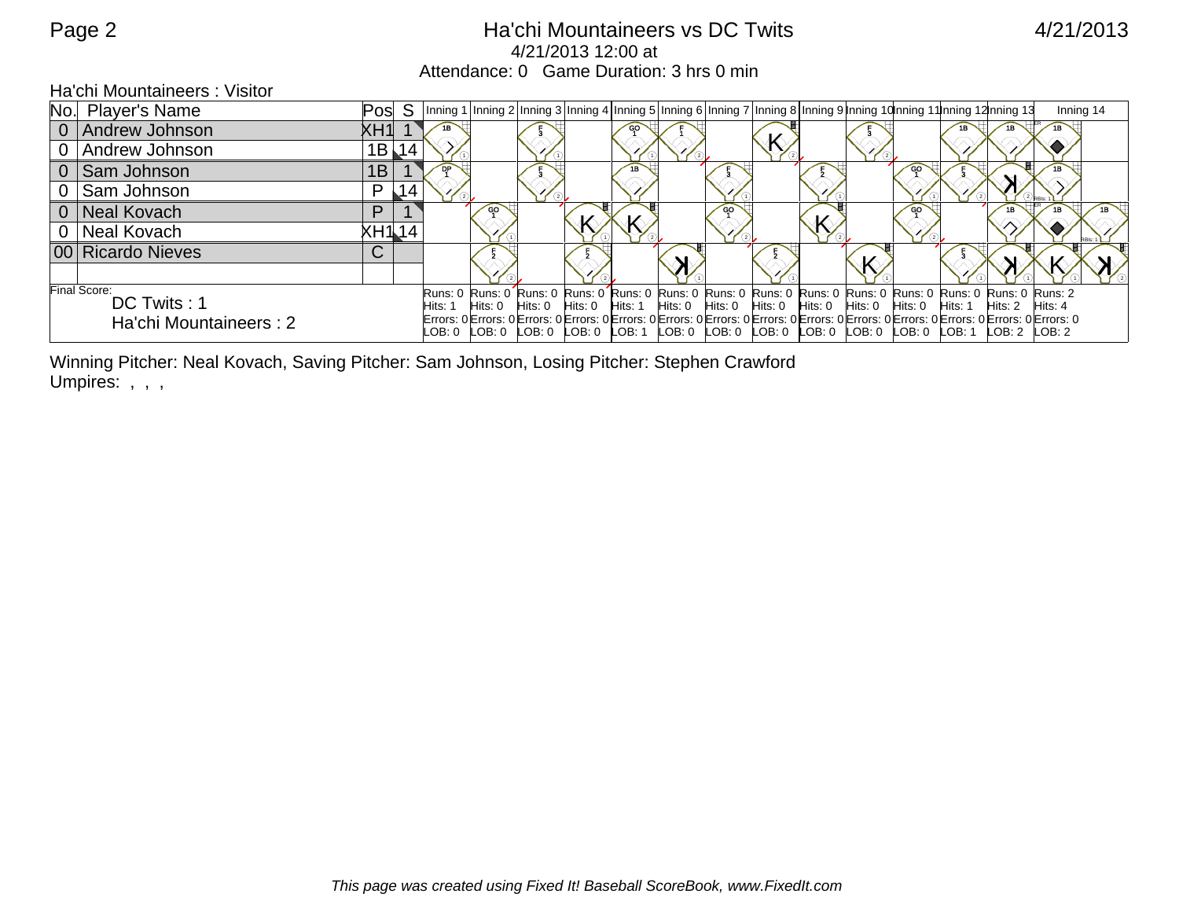# Ha'chi Mountaineers vs DC Twits

4/21/2013 12:00 at

Attendance: 0 Game Duration: 3 hrs 0 min

## Ha'chi Mountaineers : Visitor

| No. | Player's Name | Pos | S | Inning 1 | Inning 2 | Inning 3 | Inning 4 | Inning 5 | Inning 6 | Inning 7 | Inning 8 | Inning 9 | Inning 10 | Inning 11 | Inning 12 | Inning 13 | Inning 14 | |
|---|---|---|---|---|---|---|---|---|---|---|---|---|---|---|---|---|---|---|
| 0 | Andrew Johnson | XH1 | 1 | 1B | | F 3 | | GO 1 | F 1 | | K | | F 3 | | 1B | 1B | 1B | |
| 0 | Andrew Johnson | 1B | 14 | | | | | | | | | | | | | | | |
| 0 | Sam Johnson | 1B | 1 | DP 1 | | F 3 | | 1B | | F 3 | | F 2 | | GO 1 | F 3 | K | 1B RBIs: 1 | |
| 0 | Sam Johnson | P | 14 | | | | | | | | | | | | | | | |
| 0 | Neal Kovach | P | 1 | | GO 1 | | K | K | | GO 1 | | K | | GO 1 | | 1B | 1B | 1B RBIs: 1 |
| 0 | Neal Kovach | XH1 | 14 | | | | | | | | | | | | | | | |
| 00 | Ricardo Nieves | C | | | F 2 | | F 2 | | K | | F 2 | | K | | F 3 | K | K | K |

Final Score:
DC Twits : 1
Ha'chi Mountaineers : 2

| | Inning 1 | Inning 2 | Inning 3 | Inning 4 | Inning 5 | Inning 6 | Inning 7 | Inning 8 | Inning 9 | Inning 10 | Inning 11 | Inning 12 | Inning 13 | Inning 14 |
|---|---|---|---|---|---|---|---|---|---|---|---|---|---|---|
| Runs | 0 | 0 | 0 | 0 | 0 | 0 | 0 | 0 | 0 | 0 | 0 | 0 | 0 | 2 |
| Hits | 1 | 0 | 0 | 0 | 1 | 0 | 0 | 0 | 0 | 0 | 0 | 1 | 2 | 4 |
| Errors | 0 | 0 | 0 | 0 | 0 | 0 | 0 | 0 | 0 | 0 | 0 | 0 | 0 | 0 |
| LOB | 0 | 0 | 0 | 0 | 1 | 0 | 0 | 0 | 0 | 0 | 0 | 1 | 2 | 2 |

Winning Pitcher: Neal Kovach, Saving Pitcher: Sam Johnson, Losing Pitcher: Stephen Crawford

Umpires: , , ,

*This page was created using Fixed It! Baseball ScoreBook, www.FixedIt.com*